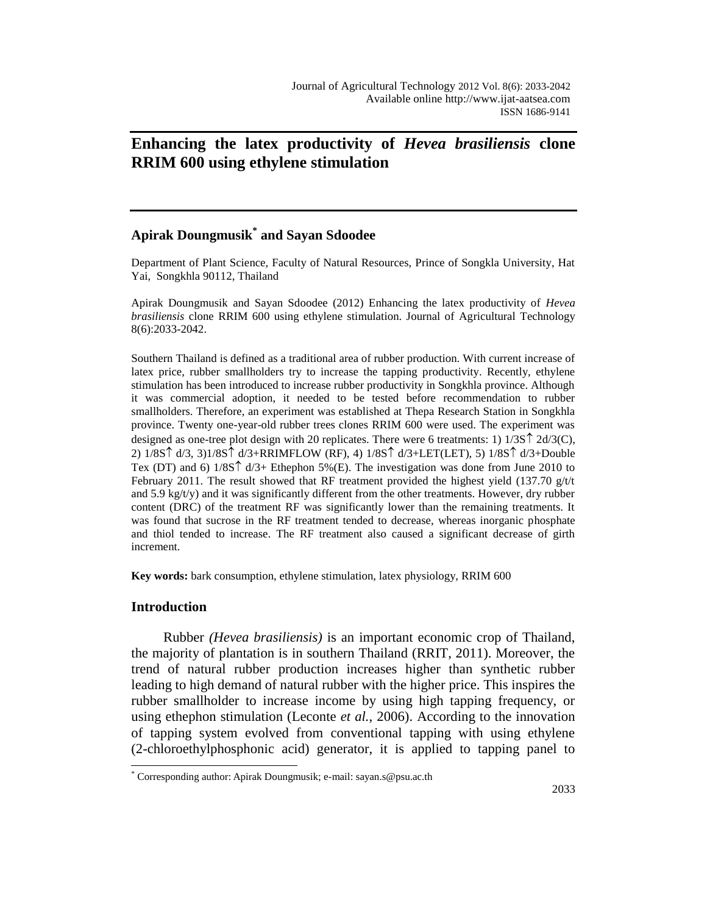# Enhancing the latex productivity of *Hevea brasiliensis* clone RRIM 600 using ethylene stimulation

**Apirak Doungmusik[*] and Sayan Sdoodee**

Department of Plant Science, Faculty of Natural Resources, Prince of Songkla University, Hat Yai, Songkhla 90112, Thailand

Apirak Doungmusik and Sayan Sdoodee (2012) Enhancing the latex productivity of *Hevea brasiliensis* clone RRIM 600 using ethylene stimulation. Journal of Agricultural Technology 8(6):2033-2042.

Southern Thailand is defined as a traditional area of rubber production. With current increase of latex price, rubber smallholders try to increase the tapping productivity. Recently, ethylene stimulation has been introduced to increase rubber productivity in Songkhla province. Although it was commercial adoption, it needed to be tested before recommendation to rubber smallholders. Therefore, an experiment was established at Thepa Research Station in Songkhla province. Twenty one-year-old rubber trees clones RRIM 600 were used. The experiment was designed as one-tree plot design with 20 replicates. There were 6 treatments: 1) 1/3S↑ 2d/3(C), 2) 1/8S↑ d/3, 3)1/8S↑ d/3+RRIMFLOW (RF), 4) 1/8S↑ d/3+LET(LET), 5) 1/8S↑ d/3+Double Tex (DT) and 6) 1/8S↑ d/3+ Ethephon 5%(E). The investigation was done from June 2010 to February 2011. The result showed that RF treatment provided the highest yield (137.70 g/t/t and 5.9 kg/t/y) and it was significantly different from the other treatments. However, dry rubber content (DRC) of the treatment RF was significantly lower than the remaining treatments. It was found that sucrose in the RF treatment tended to decrease, whereas inorganic phosphate and thiol tended to increase. The RF treatment also caused a significant decrease of girth increment.

**Key words:** bark consumption, ethylene stimulation, latex physiology, RRIM 600

## Introduction

Rubber *(Hevea brasiliensis)* is an important economic crop of Thailand, the majority of plantation is in southern Thailand (RRIT, 2011). Moreover, the trend of natural rubber production increases higher than synthetic rubber leading to high demand of natural rubber with the higher price. This inspires the rubber smallholder to increase income by using high tapping frequency, or using ethephon stimulation (Leconte *et al.*, 2006). According to the innovation of tapping system evolved from conventional tapping with using ethylene (2-chloroethylphosphonic acid) generator, it is applied to tapping panel to

[*] Corresponding author: Apirak Doungmusik; e-mail: sayan.s@psu.ac.th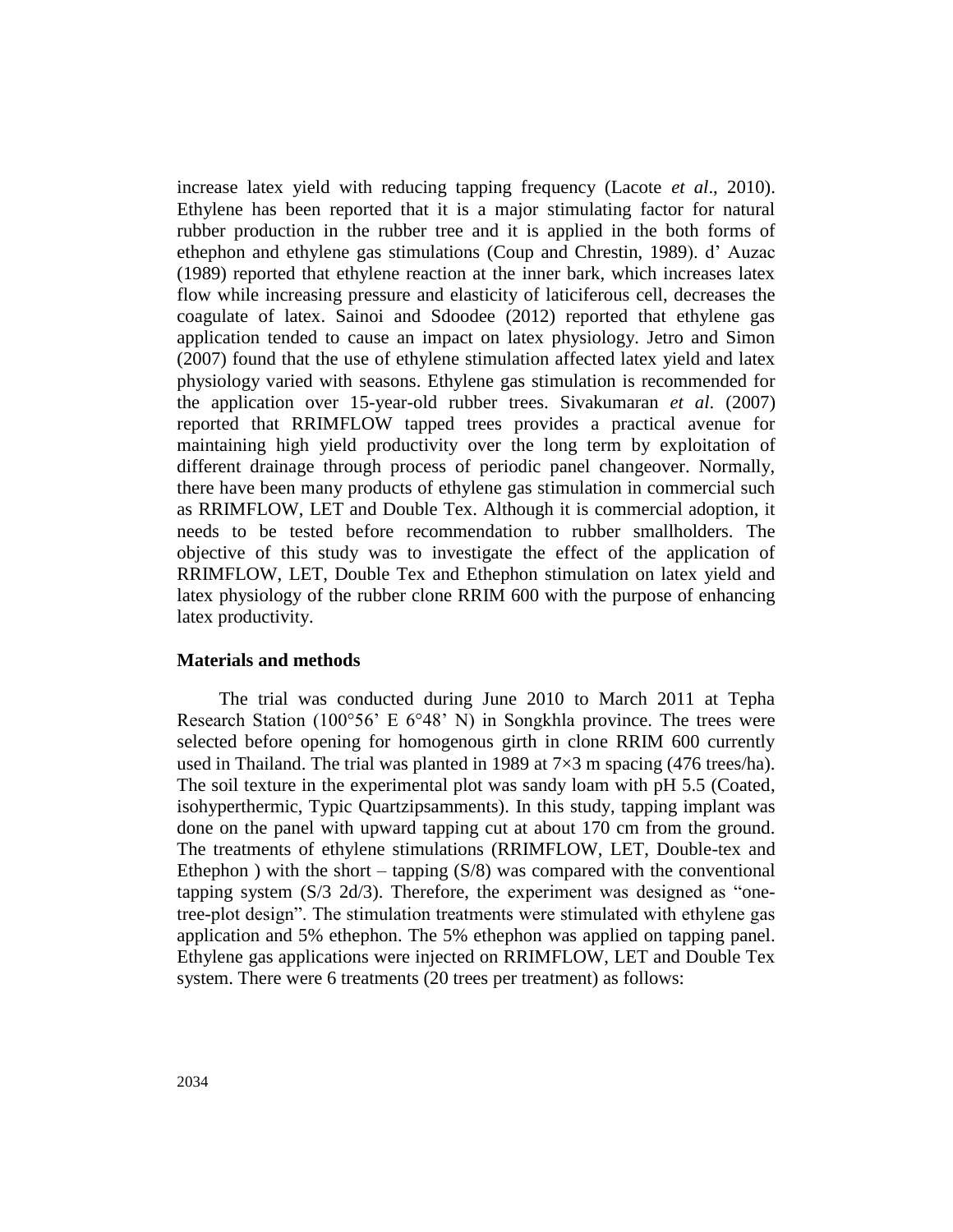increase latex yield with reducing tapping frequency (Lacote *et al*., 2010). Ethylene has been reported that it is a major stimulating factor for natural rubber production in the rubber tree and it is applied in the both forms of ethephon and ethylene gas stimulations (Coup and Chrestin, 1989). d' Auzac (1989) reported that ethylene reaction at the inner bark, which increases latex flow while increasing pressure and elasticity of laticiferous cell, decreases the coagulate of latex. Sainoi and Sdoodee (2012) reported that ethylene gas application tended to cause an impact on latex physiology. Jetro and Simon (2007) found that the use of ethylene stimulation affected latex yield and latex physiology varied with seasons. Ethylene gas stimulation is recommended for the application over 15-year-old rubber trees. Sivakumaran *et al*. (2007) reported that RRIMFLOW tapped trees provides a practical avenue for maintaining high yield productivity over the long term by exploitation of different drainage through process of periodic panel changeover. Normally, there have been many products of ethylene gas stimulation in commercial such as RRIMFLOW, LET and Double Tex. Although it is commercial adoption, it needs to be tested before recommendation to rubber smallholders. The objective of this study was to investigate the effect of the application of RRIMFLOW, LET, Double Tex and Ethephon stimulation on latex yield and latex physiology of the rubber clone RRIM 600 with the purpose of enhancing latex productivity.

## Materials and methods

The trial was conducted during June 2010 to March 2011 at Tepha Research Station (100°56' E 6°48' N) in Songkhla province. The trees were selected before opening for homogenous girth in clone RRIM 600 currently used in Thailand. The trial was planted in 1989 at 7×3 m spacing (476 trees/ha). The soil texture in the experimental plot was sandy loam with pH 5.5 (Coated, isohyperthermic, Typic Quartzipsamments). In this study, tapping implant was done on the panel with upward tapping cut at about 170 cm from the ground. The treatments of ethylene stimulations (RRIMFLOW, LET, Double-tex and Ethephon ) with the short – tapping (S/8) was compared with the conventional tapping system (S/3 2d/3). Therefore, the experiment was designed as "one-tree-plot design". The stimulation treatments were stimulated with ethylene gas application and 5% ethephon. The 5% ethephon was applied on tapping panel. Ethylene gas applications were injected on RRIMFLOW, LET and Double Tex system. There were 6 treatments (20 trees per treatment) as follows: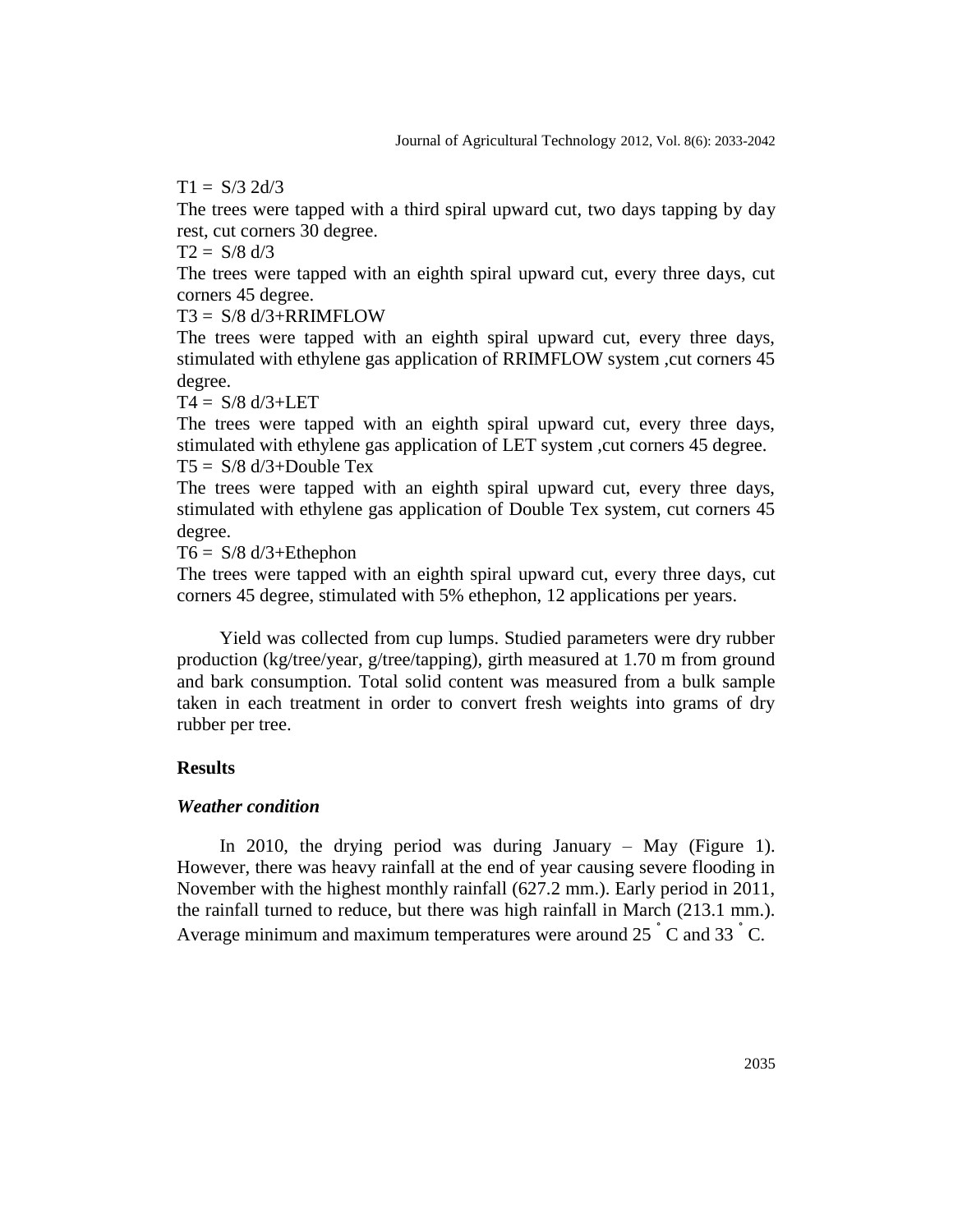T1 = S/3 2d/3

The trees were tapped with a third spiral upward cut, two days tapping by day rest, cut corners 30 degree.

T2 = S/8 d/3

The trees were tapped with an eighth spiral upward cut, every three days, cut corners 45 degree.

T3 = S/8 d/3+RRIMFLOW

The trees were tapped with an eighth spiral upward cut, every three days, stimulated with ethylene gas application of RRIMFLOW system ,cut corners 45 degree.

T4 = S/8 d/3+LET

The trees were tapped with an eighth spiral upward cut, every three days, stimulated with ethylene gas application of LET system ,cut corners 45 degree.

T5 = S/8 d/3+Double Tex

The trees were tapped with an eighth spiral upward cut, every three days, stimulated with ethylene gas application of Double Tex system, cut corners 45 degree.

T6 = S/8 d/3+Ethephon

The trees were tapped with an eighth spiral upward cut, every three days, cut corners 45 degree, stimulated with 5% ethephon, 12 applications per years.

Yield was collected from cup lumps. Studied parameters were dry rubber production (kg/tree/year, g/tree/tapping), girth measured at 1.70 m from ground and bark consumption. Total solid content was measured from a bulk sample taken in each treatment in order to convert fresh weights into grams of dry rubber per tree.

## Results

### *Weather condition*

In 2010, the drying period was during January – May (Figure 1). However, there was heavy rainfall at the end of year causing severe flooding in November with the highest monthly rainfall (627.2 mm.). Early period in 2011, the rainfall turned to reduce, but there was high rainfall in March (213.1 mm.). Average minimum and maximum temperatures were around 25 $^{\circ}$C and 33 $^{\circ}$C.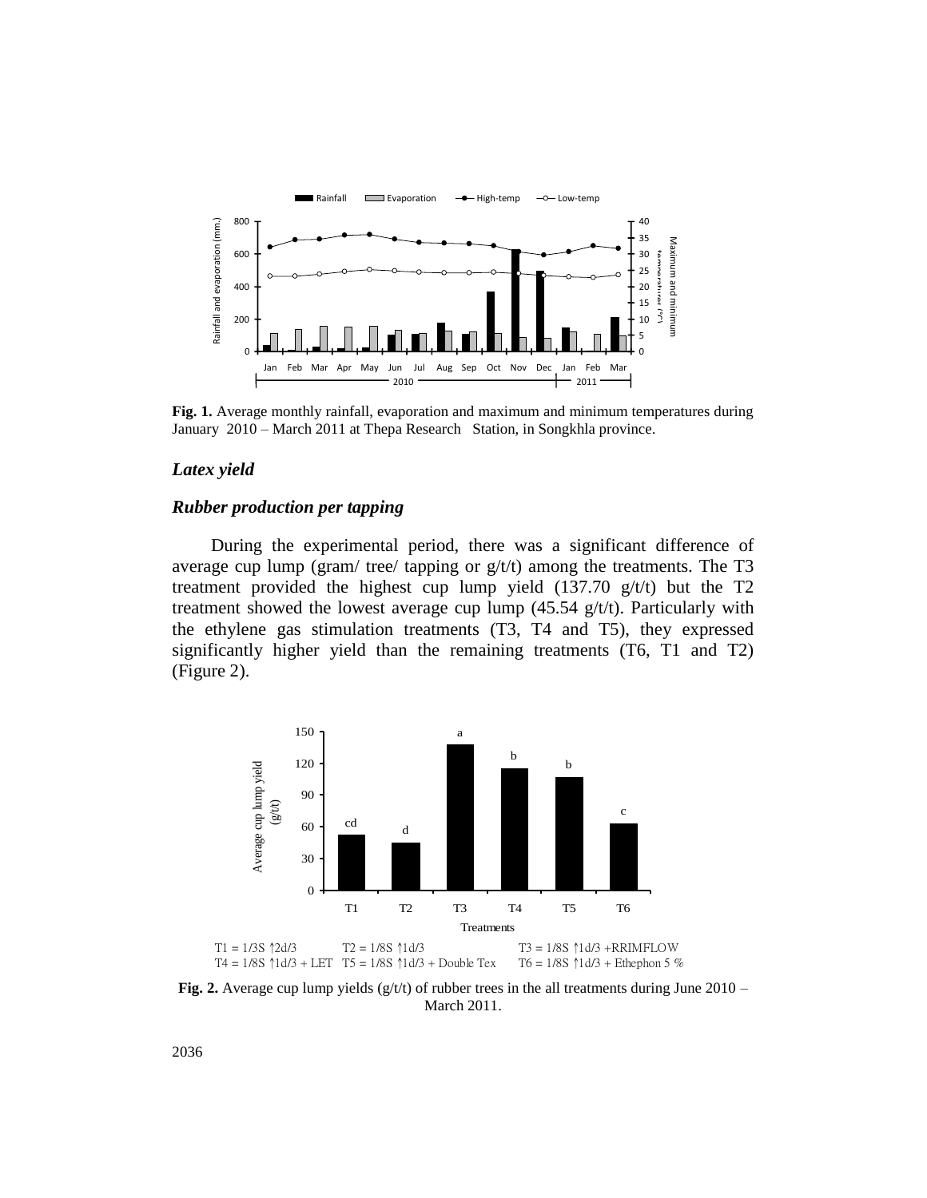**Fig. 1.** Average monthly rainfall, evaporation and maximum and minimum temperatures during January 2010 – March 2011 at Thepa Research Station, in Songkhla province.

### *Latex yield*

### *Rubber production per tapping*

During the experimental period, there was a significant difference of average cup lump (gram/ tree/ tapping or g/t/t) among the treatments. The T3 treatment provided the highest cup lump yield (137.70 g/t/t) but the T2 treatment showed the lowest average cup lump (45.54 g/t/t). Particularly with the ethylene gas stimulation treatments (T3, T4 and T5), they expressed significantly higher yield than the remaining treatments (T6, T1 and T2) (Figure 2).

T1 = 1/3S ↑2d/3 T2 = 1/8S ↑1d/3 T3 = 1/8S ↑1d/3 +RRIMFLOW
T4 = 1/8S ↑1d/3 + LET T5 = 1/8S ↑1d/3 + Double Tex T6 = 1/8S ↑1d/3 + Ethephon 5 %

**Fig. 2.** Average cup lump yields (g/t/t) of rubber trees in the all treatments during June 2010 – March 2011.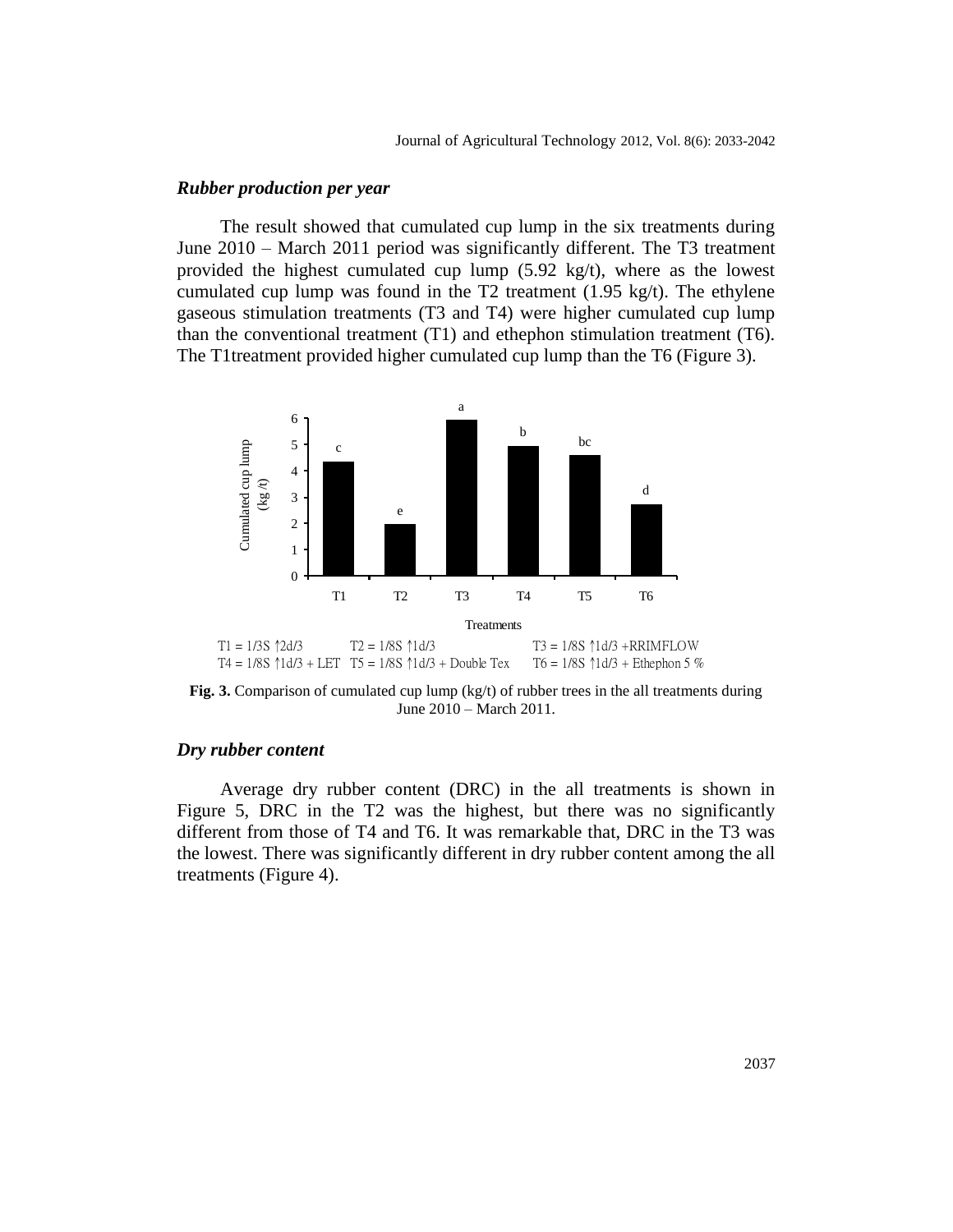### *Rubber production per year*

The result showed that cumulated cup lump in the six treatments during June 2010 – March 2011 period was significantly different. The T3 treatment provided the highest cumulated cup lump (5.92 kg/t), where as the lowest cumulated cup lump was found in the T2 treatment (1.95 kg/t). The ethylene gaseous stimulation treatments (T3 and T4) were higher cumulated cup lump than the conventional treatment (T1) and ethephon stimulation treatment (T6). The T1treatment provided higher cumulated cup lump than the T6 (Figure 3).

T1 = 1/3S ↑2d/3 T2 = 1/8S ↑1d/3 T3 = 1/8S ↑1d/3 +RRIMFLOW
T4 = 1/8S ↑1d/3 + LET T5 = 1/8S ↑1d/3 + Double Tex T6 = 1/8S ↑1d/3 + Ethephon 5 %

**Fig. 3.** Comparison of cumulated cup lump (kg/t) of rubber trees in the all treatments during June 2010 – March 2011.

### *Dry rubber content*

Average dry rubber content (DRC) in the all treatments is shown in Figure 5, DRC in the T2 was the highest, but there was no significantly different from those of T4 and T6. It was remarkable that, DRC in the T3 was the lowest. There was significantly different in dry rubber content among the all treatments (Figure 4).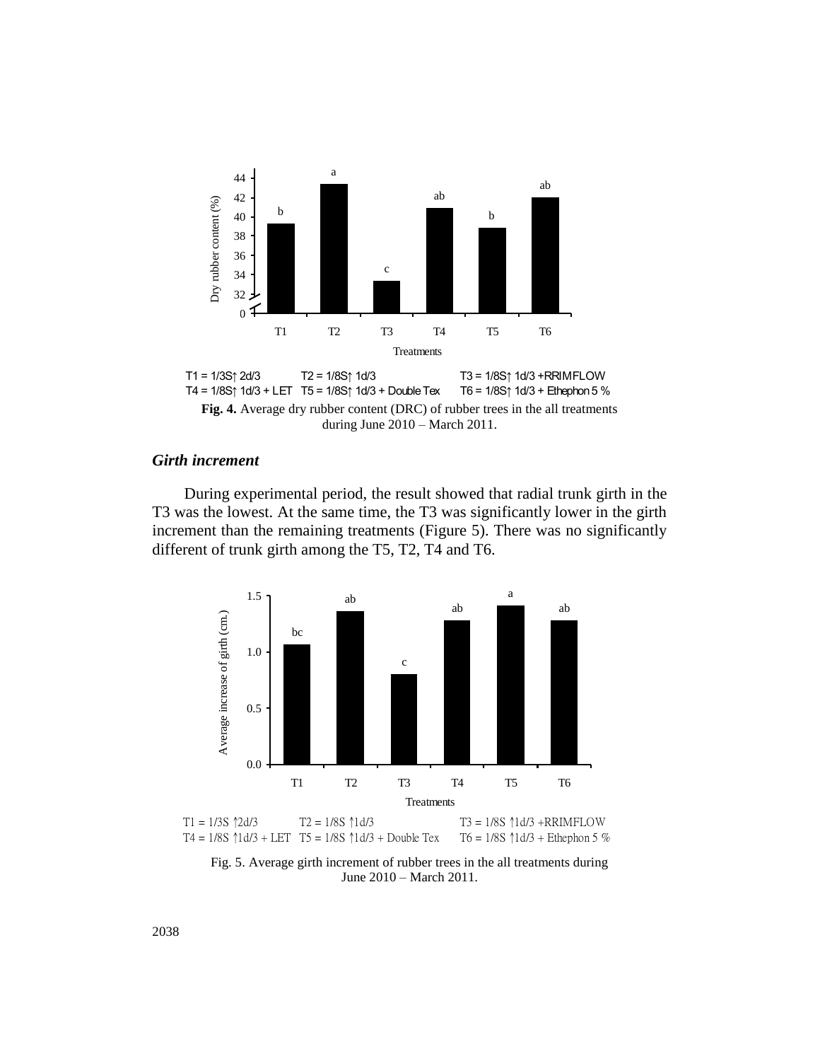T1 = 1/3S↑ 2d/3  T2 = 1/8S↑ 1d/3  T3 = 1/8S↑ 1d/3 +RRIMFLOW
T4 = 1/8S↑ 1d/3 + LET  T5 = 1/8S↑ 1d/3 + Double Tex  T6 = 1/8S↑ 1d/3 + Ethephon 5 %

**Fig. 4.** Average dry rubber content (DRC) of rubber trees in the all treatments during June 2010 – March 2011.

### *Girth increment*

During experimental period, the result showed that radial trunk girth in the T3 was the lowest. At the same time, the T3 was significantly lower in the girth increment than the remaining treatments (Figure 5). There was no significantly different of trunk girth among the T5, T2, T4 and T6.

T1 = 1/3S ↑2d/3  T2 = 1/8S ↑1d/3  T3 = 1/8S ↑1d/3 +RRIMFLOW
T4 = 1/8S ↑1d/3 + LET  T5 = 1/8S ↑1d/3 + Double Tex  T6 = 1/8S ↑1d/3 + Ethephon 5 %

Fig. 5. Average girth increment of rubber trees in the all treatments during June 2010 – March 2011.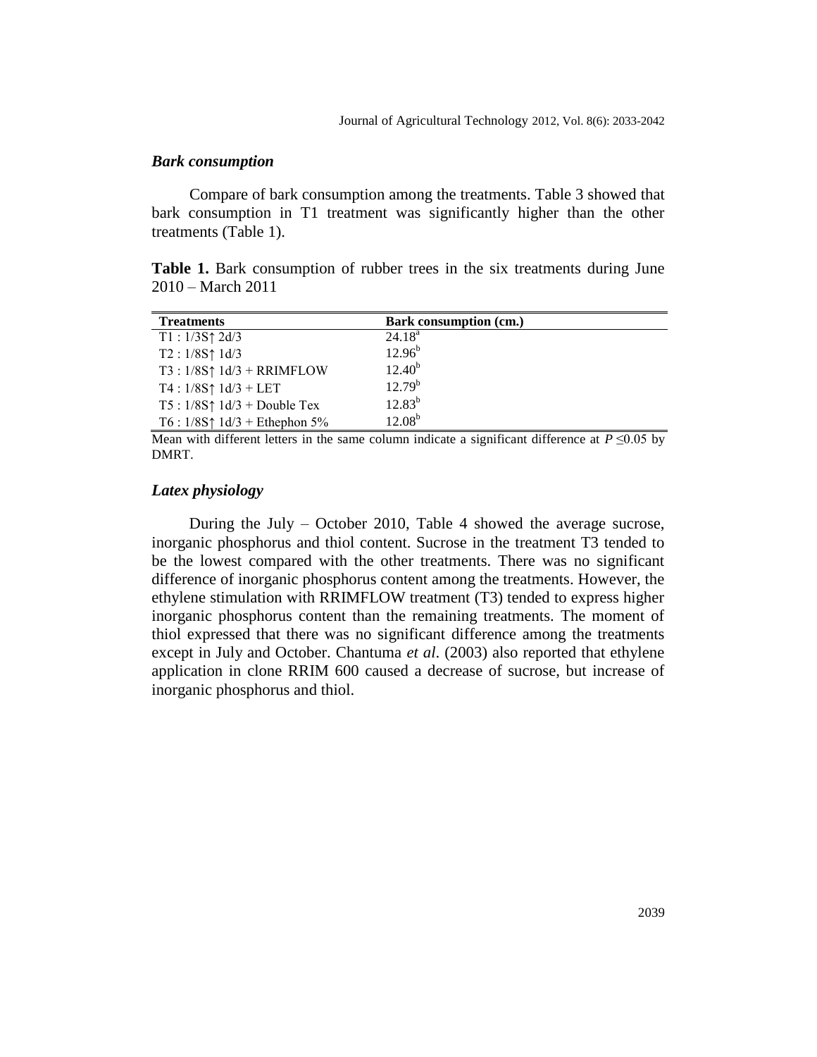### *Bark consumption*

Compare of bark consumption among the treatments. Table 3 showed that bark consumption in T1 treatment was significantly higher than the other treatments (Table 1).

**Table 1.** Bark consumption of rubber trees in the six treatments during June 2010 – March 2011

| Treatments | Bark consumption (cm.) |
|---|---|
| T1 : 1/3S↑ 2d/3 | $24.18^{a}$ |
| T2 : 1/8S↑ 1d/3 | $12.96^{b}$ |
| T3 : 1/8S↑ 1d/3 + RRIMFLOW | $12.40^{b}$ |
| T4 : 1/8S↑ 1d/3 + LET | $12.79^{b}$ |
| T5 : 1/8S↑ 1d/3 + Double Tex | $12.83^{b}$ |
| T6 : 1/8S↑ 1d/3 + Ethephon 5% | $12.08^{b}$ |

Mean with different letters in the same column indicate a significant difference at $P \leq 0.05$ by DMRT.

### *Latex physiology*

During the July – October 2010, Table 4 showed the average sucrose, inorganic phosphorus and thiol content. Sucrose in the treatment T3 tended to be the lowest compared with the other treatments. There was no significant difference of inorganic phosphorus content among the treatments. However, the ethylene stimulation with RRIMFLOW treatment (T3) tended to express higher inorganic phosphorus content than the remaining treatments. The moment of thiol expressed that there was no significant difference among the treatments except in July and October. Chantuma *et al.* (2003) also reported that ethylene application in clone RRIM 600 caused a decrease of sucrose, but increase of inorganic phosphorus and thiol.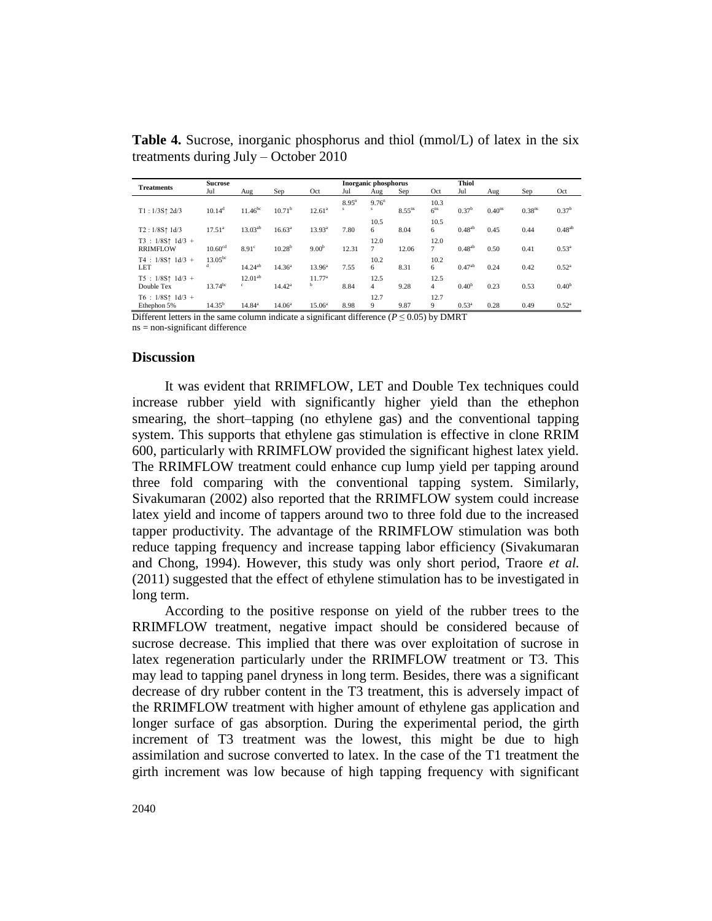**Table 4.** Sucrose, inorganic phosphorus and thiol (mmol/L) of latex in the six treatments during July – October 2010

| Treatments | Sucrose | | | | Inorganic phosphorus | | | | Thiol | | | |
|---|---|---|---|---|---|---|---|---|---|---|---|---|
| | Jul | Aug | Sep | Oct | Jul | Aug | Sep | Oct | Jul | Aug | Sep | Oct |
| T1 : 1/3S↑ 2d/3 | $10.14^{d}$ | $11.46^{bc}$ | $10.71^{b}$ | $12.61^{a}$ | $8.95^{ns}$ | $9.76^{ns}$ | $8.55^{ns}$ | $10.36^{ns}$ | $0.37^{b}$ | $0.40^{ns}$ | $0.38^{ns}$ | $0.37^{b}$ |
| T2 : 1/8S↑ 1d/3 | $17.51^{a}$ | $13.03^{ab}$ | $16.63^{a}$ | $13.93^{a}$ | 7.80 | 10.56 | 8.04 | 10.56 | $0.48^{ab}$ | 0.45 | 0.44 | $0.48^{ab}$ |
| T3 : 1/8S↑ 1d/3 + RRIMFLOW | $10.60^{cd}$ | $8.91^{c}$ | $10.28^{b}$ | $9.00^{b}$ | 12.31 | 12.07 | 12.06 | 12.07 | $0.48^{ab}$ | 0.50 | 0.41 | $0.53^{a}$ |
| T4 : 1/8S↑ 1d/3 + LET | $13.05^{bcd}$ | $14.24^{ab}$ | $14.36^{a}$ | $13.96^{a}$ | 7.55 | 10.26 | 8.31 | 10.26 | $0.47^{ab}$ | 0.24 | 0.42 | $0.52^{a}$ |
| T5 : 1/8S↑ 1d/3 + Double Tex | $13.74^{bc}$ | $12.01^{abc}$ | $14.42^{a}$ | $11.77^{ab}$ | 8.84 | 12.54 | 9.28 | 12.54 | $0.40^{b}$ | 0.23 | 0.53 | $0.40^{b}$ |
| T6 : 1/8S↑ 1d/3 + Ethephon 5% | $14.35^{b}$ | $14.84^{a}$ | $14.06^{a}$ | $15.06^{a}$ | 8.98 | 12.79 | 9.87 | 12.79 | $0.53^{a}$ | 0.28 | 0.49 | $0.52^{a}$ |

Different letters in the same column indicate a significant difference ($P \leq 0.05$) by DMRT
ns = non-significant difference

## Discussion

It was evident that RRIMFLOW, LET and Double Tex techniques could increase rubber yield with significantly higher yield than the ethephon smearing, the short–tapping (no ethylene gas) and the conventional tapping system. This supports that ethylene gas stimulation is effective in clone RRIM 600, particularly with RRIMFLOW provided the significant highest latex yield. The RRIMFLOW treatment could enhance cup lump yield per tapping around three fold comparing with the conventional tapping system. Similarly, Sivakumaran (2002) also reported that the RRIMFLOW system could increase latex yield and income of tappers around two to three fold due to the increased tapper productivity. The advantage of the RRIMFLOW stimulation was both reduce tapping frequency and increase tapping labor efficiency (Sivakumaran and Chong, 1994). However, this study was only short period, Traore *et al.* (2011) suggested that the effect of ethylene stimulation has to be investigated in long term.

According to the positive response on yield of the rubber trees to the RRIMFLOW treatment, negative impact should be considered because of sucrose decrease. This implied that there was over exploitation of sucrose in latex regeneration particularly under the RRIMFLOW treatment or T3. This may lead to tapping panel dryness in long term. Besides, there was a significant decrease of dry rubber content in the T3 treatment, this is adversely impact of the RRIMFLOW treatment with higher amount of ethylene gas application and longer surface of gas absorption. During the experimental period, the girth increment of T3 treatment was the lowest, this might be due to high assimilation and sucrose converted to latex. In the case of the T1 treatment the girth increment was low because of high tapping frequency with significant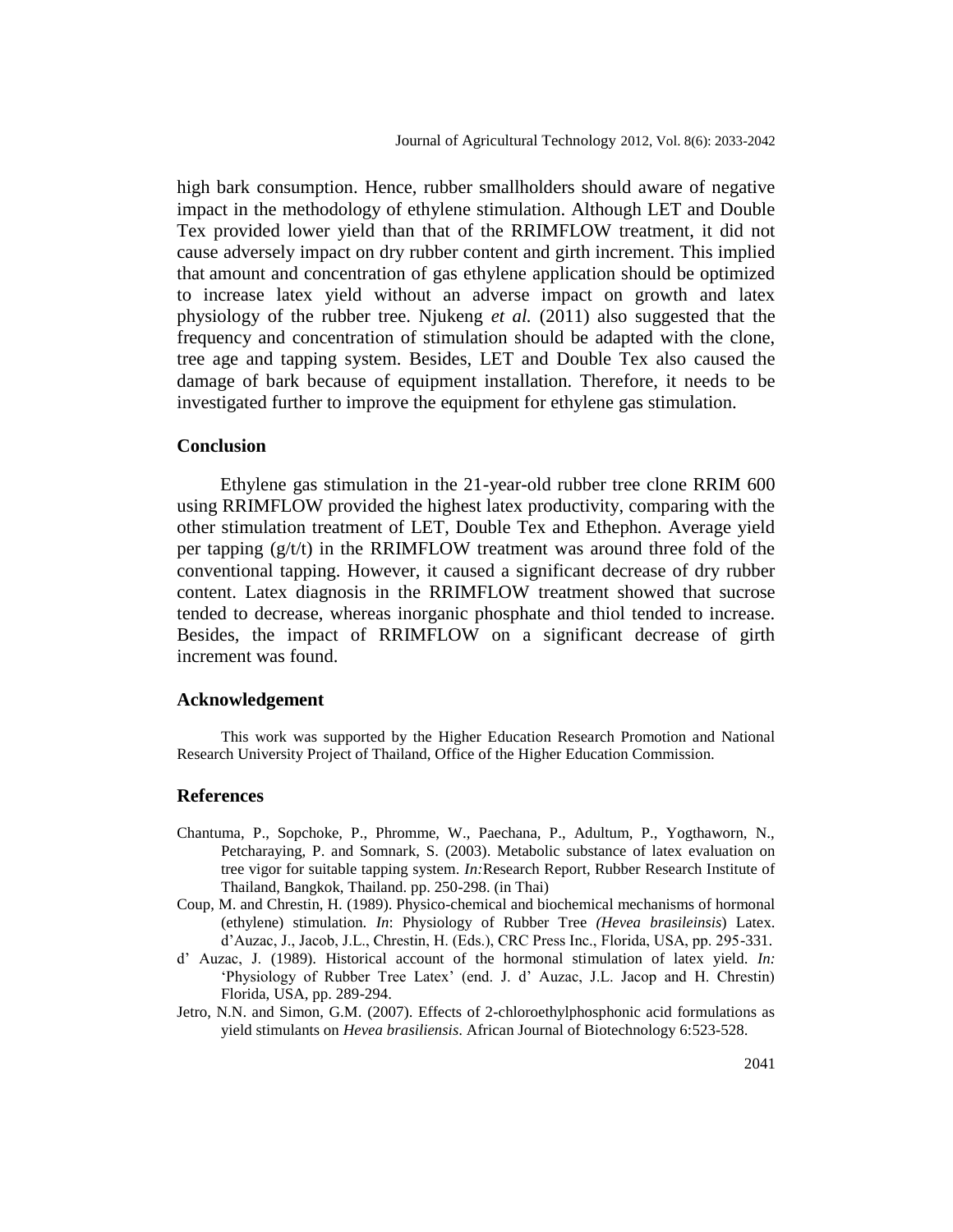high bark consumption. Hence, rubber smallholders should aware of negative impact in the methodology of ethylene stimulation. Although LET and Double Tex provided lower yield than that of the RRIMFLOW treatment, it did not cause adversely impact on dry rubber content and girth increment. This implied that amount and concentration of gas ethylene application should be optimized to increase latex yield without an adverse impact on growth and latex physiology of the rubber tree. Njukeng *et al.* (2011) also suggested that the frequency and concentration of stimulation should be adapted with the clone, tree age and tapping system. Besides, LET and Double Tex also caused the damage of bark because of equipment installation. Therefore, it needs to be investigated further to improve the equipment for ethylene gas stimulation.

## Conclusion

Ethylene gas stimulation in the 21-year-old rubber tree clone RRIM 600 using RRIMFLOW provided the highest latex productivity, comparing with the other stimulation treatment of LET, Double Tex and Ethephon. Average yield per tapping (g/t/t) in the RRIMFLOW treatment was around three fold of the conventional tapping. However, it caused a significant decrease of dry rubber content. Latex diagnosis in the RRIMFLOW treatment showed that sucrose tended to decrease, whereas inorganic phosphate and thiol tended to increase. Besides, the impact of RRIMFLOW on a significant decrease of girth increment was found.

## Acknowledgement

This work was supported by the Higher Education Research Promotion and National Research University Project of Thailand, Office of the Higher Education Commission.

## References

Chantuma, P., Sopchoke, P., Phromme, W., Paechana, P., Adultum, P., Yogthaworn, N., Petcharaying, P. and Somnark, S. (2003). Metabolic substance of latex evaluation on tree vigor for suitable tapping system. *In:*Research Report, Rubber Research Institute of Thailand, Bangkok, Thailand. pp. 250-298. (in Thai)

Coup, M. and Chrestin, H. (1989). Physico-chemical and biochemical mechanisms of hormonal (ethylene) stimulation. *In*: Physiology of Rubber Tree *(Hevea brasileinsis*) Latex. d'Auzac, J., Jacob, J.L., Chrestin, H. (Eds.), CRC Press Inc., Florida, USA, pp. 295-331.

d' Auzac, J. (1989). Historical account of the hormonal stimulation of latex yield. *In:* 'Physiology of Rubber Tree Latex' (end. J. d' Auzac, J.L. Jacop and H. Chrestin) Florida, USA, pp. 289-294.

Jetro, N.N. and Simon, G.M. (2007). Effects of 2-chloroethylphosphonic acid formulations as yield stimulants on *Hevea brasiliensis*. African Journal of Biotechnology 6:523-528.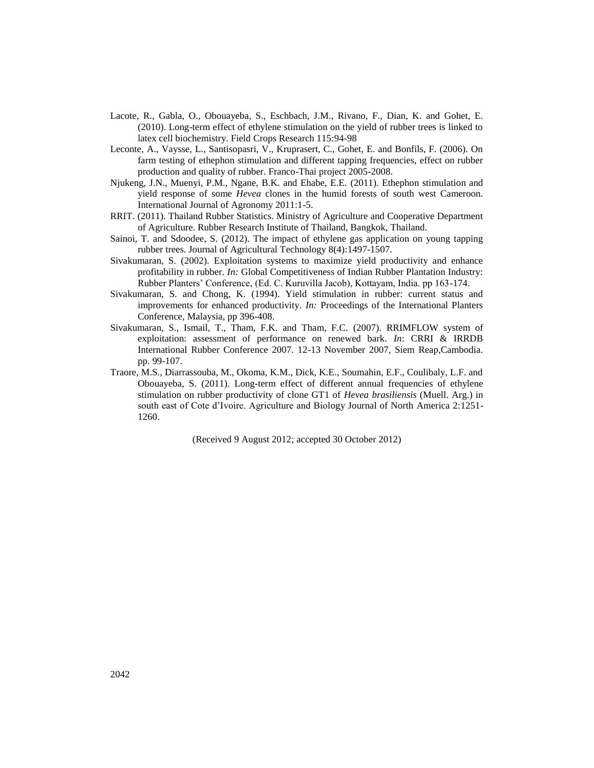Lacote, R., Gabla, O., Obouayeba, S., Eschbach, J.M., Rivano, F., Dian, K. and Gohet, E. (2010). Long-term effect of ethylene stimulation on the yield of rubber trees is linked to latex cell biochemistry. Field Crops Research 115:94-98

Leconte, A., Vaysse, L., Santisopasri, V., Kruprasert, C., Gohet, E. and Bonfils, F. (2006). On farm testing of ethephon stimulation and different tapping frequencies, effect on rubber production and quality of rubber. Franco-Thai project 2005-2008.

Njukeng, J.N., Muenyi, P.M., Ngane, B.K. and Ehabe, E.E. (2011). Ethephon stimulation and yield response of some *Hevea* clones in the humid forests of south west Cameroon. International Journal of Agronomy 2011:1-5.

RRIT. (2011). Thailand Rubber Statistics. Ministry of Agriculture and Cooperative Department of Agriculture. Rubber Research Institute of Thailand, Bangkok, Thailand.

Sainoi, T. and Sdoodee, S. (2012). The impact of ethylene gas application on young tapping rubber trees. Journal of Agricultural Technology 8(4):1497-1507.

Sivakumaran, S. (2002). Exploitation systems to maximize yield productivity and enhance profitability in rubber. *In:* Global Competitiveness of Indian Rubber Plantation Industry: Rubber Planters' Conference, (Ed. C. Kuruvilla Jacob), Kottayam, India. pp 163-174.

Sivakumaran, S. and Chong, K. (1994). Yield stimulation in rubber: current status and improvements for enhanced productivity. *In:* Proceedings of the International Planters Conference, Malaysia, pp 396-408.

Sivakumaran, S., Ismail, T., Tham, F.K. and Tham, F.C. (2007). RRIMFLOW system of exploitation: assessment of performance on renewed bark. *In*: CRRI & IRRDB International Rubber Conference 2007. 12-13 November 2007, Siem Reap,Cambodia. pp. 99-107.

Traore, M.S., Diarrassouba, M., Okoma, K.M., Dick, K.E., Soumahin, E.F., Coulibaly, L.F. and Obouayeba, S. (2011). Long-term effect of different annual frequencies of ethylene stimulation on rubber productivity of clone GT1 of *Hevea brasiliensis* (Muell. Arg.) in south east of Cote d'Ivoire. Agriculture and Biology Journal of North America 2:1251-1260.

(Received 9 August 2012; accepted 30 October 2012)